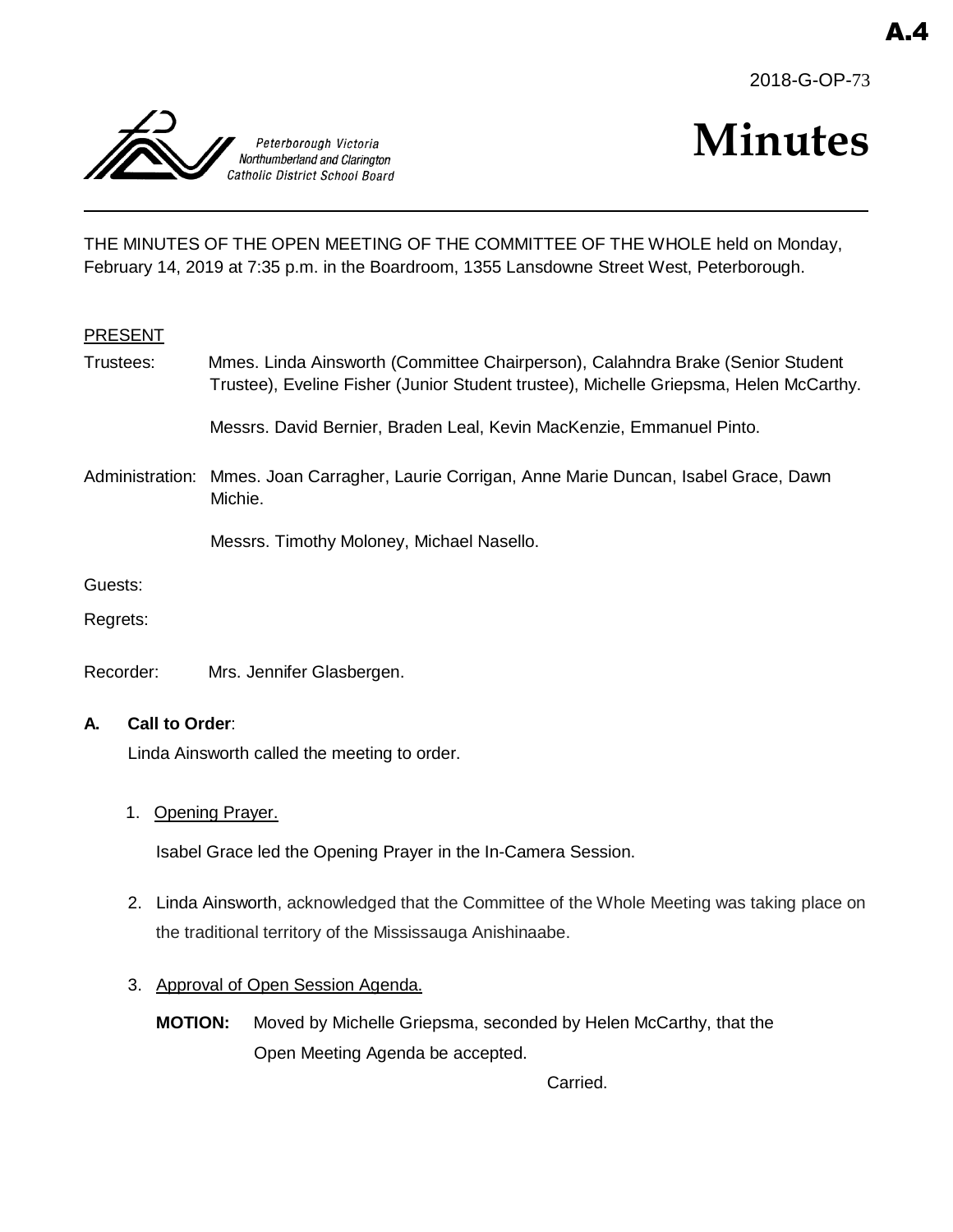A.4

2018-G-OP-73

Peterborough Victoria Northumberland and Clarington Catholic District School Board

# Minutes

THE MINUTES OF THE OPEN MEETING OF THE COMMITTEE OF THE WHOLE held on Monday, February 14, 2019 at 7:35 p.m. in the Boardroom, 1355 Lansdowne Street West, Peterborough.

PRESENT

Trustees: Mmes. Linda Ainsworth (Committee Chairperson), Calahndra Brake (Senior Student Trustee), Eveline Fisher (Junior Student trustee), Michelle Griepsma, Helen McCarthy.

Messrs. David Bernier, Braden Leal, Kevin MacKenzie, Emmanuel Pinto.

Administration: Mmes. Joan Carragher, Laurie Corrigan, Anne Marie Duncan, Isabel Grace, Dawn Michie.

Messrs. Timothy Moloney, Michael Nasello.

Guests:

Regrets:

Recorder: Mrs. Jennifer Glasbergen.

**A. Call to Order**:

Linda Ainsworth called the meeting to order.

1. Opening Prayer.

   Isabel Grace led the Opening Prayer in the In-Camera Session.

2. Linda Ainsworth, acknowledged that the Committee of the Whole Meeting was taking place on the traditional territory of the Mississauga Anishinaabe.

3. Approval of Open Session Agenda.

   **MOTION:** Moved by Michelle Griepsma, seconded by Helen McCarthy, that the Open Meeting Agenda be accepted.

   Carried.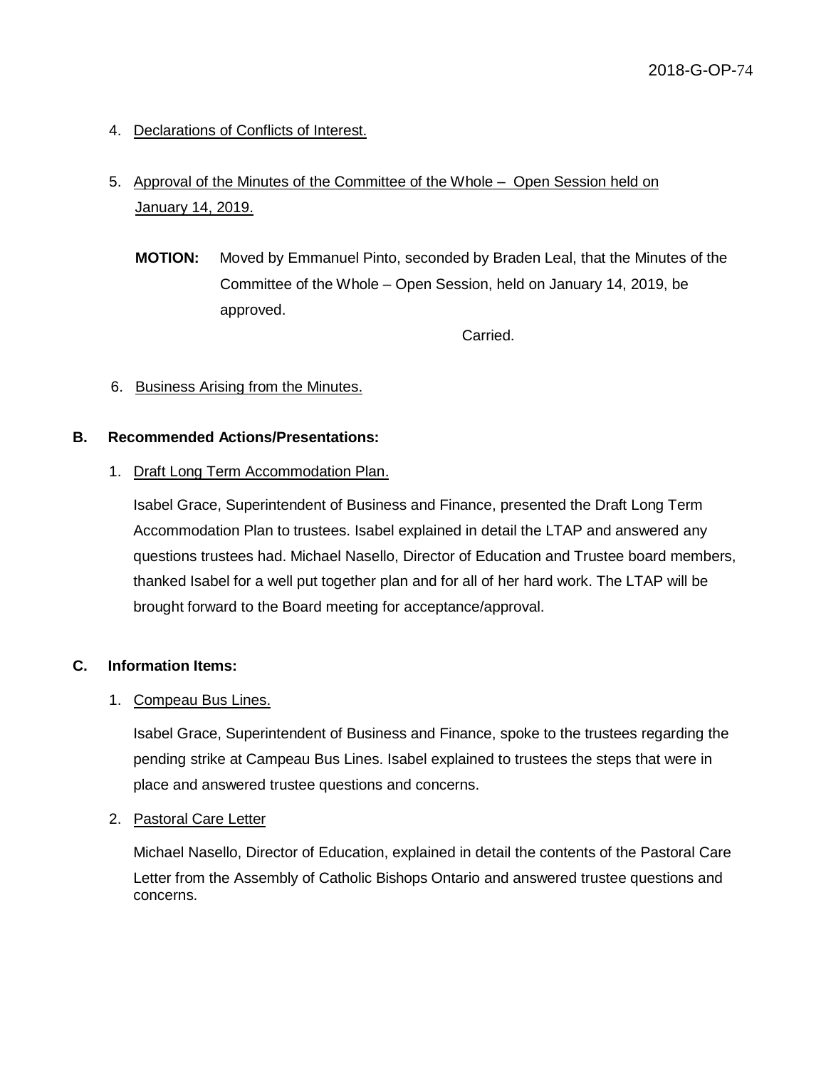4. Declarations of Conflicts of Interest.

5. Approval of the Minutes of the Committee of the Whole – Open Session held on January 14, 2019.

   **MOTION:** Moved by Emmanuel Pinto, seconded by Braden Leal, that the Minutes of the Committee of the Whole – Open Session, held on January 14, 2019, be approved.

   Carried.

6. Business Arising from the Minutes.

**B. Recommended Actions/Presentations:**

1. Draft Long Term Accommodation Plan.

   Isabel Grace, Superintendent of Business and Finance, presented the Draft Long Term Accommodation Plan to trustees. Isabel explained in detail the LTAP and answered any questions trustees had. Michael Nasello, Director of Education and Trustee board members, thanked Isabel for a well put together plan and for all of her hard work. The LTAP will be brought forward to the Board meeting for acceptance/approval.

**C. Information Items:**

1. Compeau Bus Lines.

   Isabel Grace, Superintendent of Business and Finance, spoke to the trustees regarding the pending strike at Campeau Bus Lines. Isabel explained to trustees the steps that were in place and answered trustee questions and concerns.

2. Pastoral Care Letter

   Michael Nasello, Director of Education, explained in detail the contents of the Pastoral Care Letter from the Assembly of Catholic Bishops Ontario and answered trustee questions and concerns.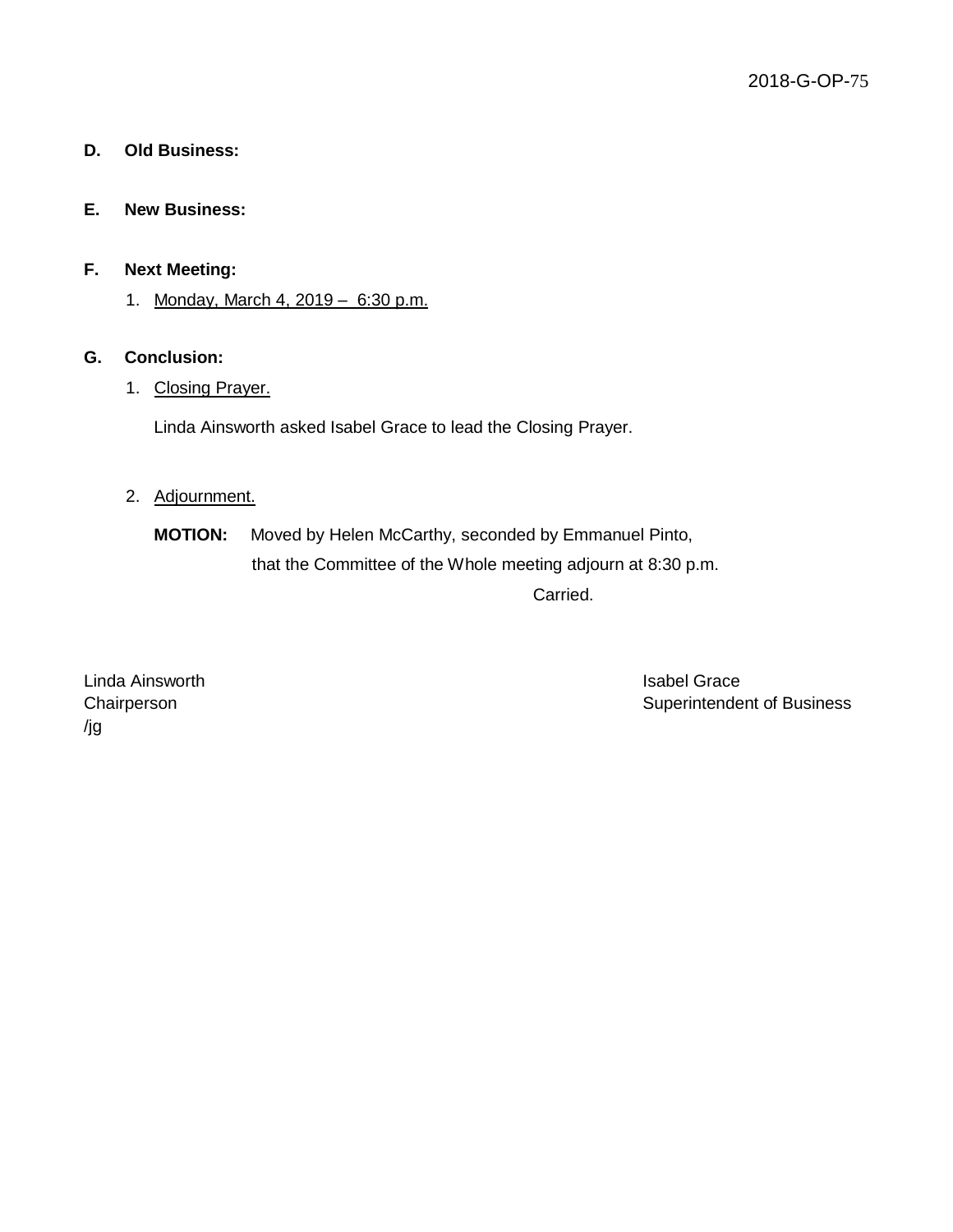2018-G-OP-75

**D. Old Business:**

**E. New Business:**

**F. Next Meeting:**

1. Monday, March 4, 2019 – 6:30 p.m.

**G. Conclusion:**

1. Closing Prayer.

   Linda Ainsworth asked Isabel Grace to lead the Closing Prayer.

2. Adjournment.

   **MOTION:** Moved by Helen McCarthy, seconded by Emmanuel Pinto, that the Committee of the Whole meeting adjourn at 8:30 p.m.

   Carried.

Linda Ainsworth
Chairperson
/jg

Isabel Grace
Superintendent of Business